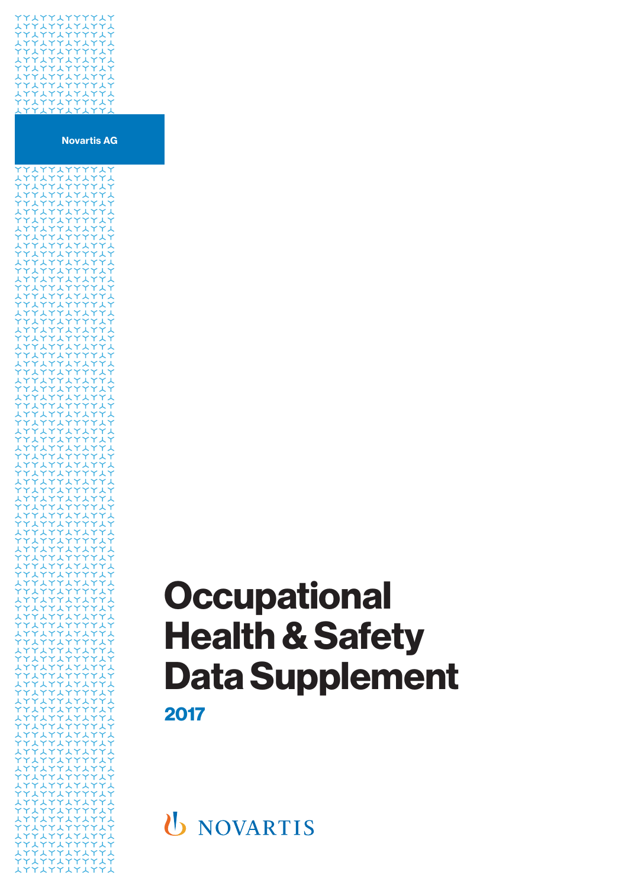Novartis AG

# Occupational Health & Safety Data Supplement

## 2017

NOVARTIS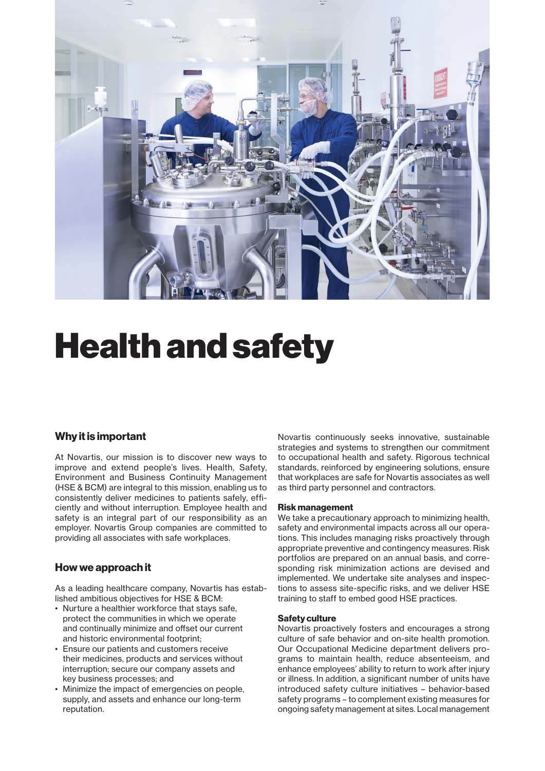# Health and safety

## Why it is important

At Novartis, our mission is to discover new ways to improve and extend people's lives. Health, Safety, Environment and Business Continuity Management (HSE & BCM) are integral to this mission, enabling us to consistently deliver medicines to patients safely, efficiently and without interruption. Employee health and safety is an integral part of our responsibility as an employer. Novartis Group companies are committed to providing all associates with safe workplaces.

## How we approach it

As a leading healthcare company, Novartis has established ambitious objectives for HSE & BCM:

- Nurture a healthier workforce that stays safe, protect the communities in which we operate and continually minimize and offset our current and historic environmental footprint;
- Ensure our patients and customers receive their medicines, products and services without interruption; secure our company assets and key business processes; and
- Minimize the impact of emergencies on people, supply, and assets and enhance our long-term reputation.

Novartis continuously seeks innovative, sustainable strategies and systems to strengthen our commitment to occupational health and safety. Rigorous technical standards, reinforced by engineering solutions, ensure that workplaces are safe for Novartis associates as well as third party personnel and contractors.

**Risk management**
We take a precautionary approach to minimizing health, safety and environmental impacts across all our operations. This includes managing risks proactively through appropriate preventive and contingency measures. Risk portfolios are prepared on an annual basis, and corresponding risk minimization actions are devised and implemented. We undertake site analyses and inspections to assess site-specific risks, and we deliver HSE training to staff to embed good HSE practices.

**Safety culture**
Novartis proactively fosters and encourages a strong culture of safe behavior and on-site health promotion. Our Occupational Medicine department delivers programs to maintain health, reduce absenteeism, and enhance employees' ability to return to work after injury or illness. In addition, a significant number of units have introduced safety culture initiatives – behavior-based safety programs – to complement existing measures for ongoing safety management at sites. Local management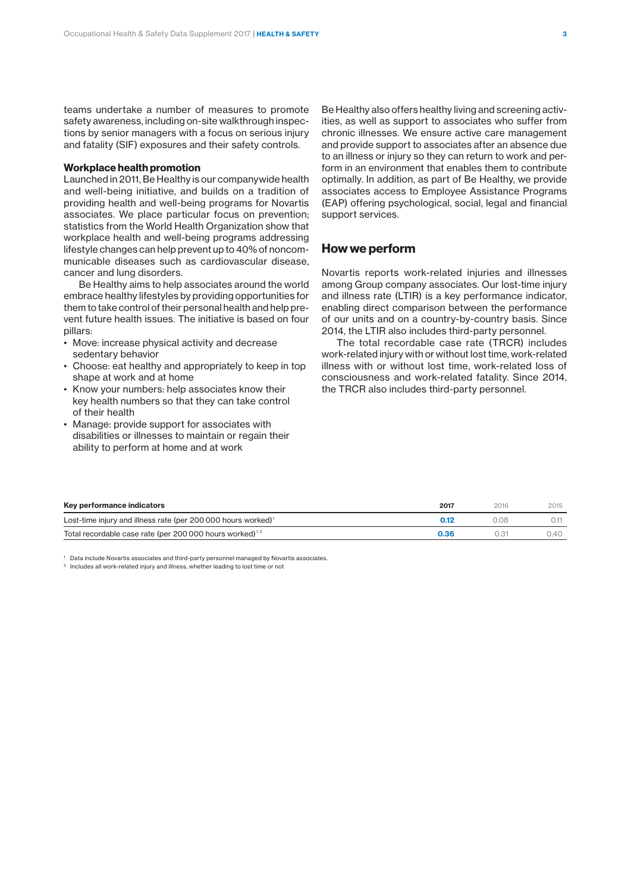teams undertake a number of measures to promote safety awareness, including on-site walkthrough inspections by senior managers with a focus on serious injury and fatality (SIF) exposures and their safety controls.

### Workplace health promotion

Launched in 2011, Be Healthy is our companywide health and well-being initiative, and builds on a tradition of providing health and well-being programs for Novartis associates. We place particular focus on prevention; statistics from the World Health Organization show that workplace health and well-being programs addressing lifestyle changes can help prevent up to 40% of noncommunicable diseases such as cardiovascular disease, cancer and lung disorders.

Be Healthy aims to help associates around the world embrace healthy lifestyles by providing opportunities for them to take control of their personal health and help prevent future health issues. The initiative is based on four pillars:

- Move: increase physical activity and decrease sedentary behavior
- Choose: eat healthy and appropriately to keep in top shape at work and at home
- Know your numbers: help associates know their key health numbers so that they can take control of their health
- Manage: provide support for associates with disabilities or illnesses to maintain or regain their ability to perform at home and at work

Be Healthy also offers healthy living and screening activities, as well as support to associates who suffer from chronic illnesses. We ensure active care management and provide support to associates after an absence due to an illness or injury so they can return to work and perform in an environment that enables them to contribute optimally. In addition, as part of Be Healthy, we provide associates access to Employee Assistance Programs (EAP) offering psychological, social, legal and financial support services.

## How we perform

Novartis reports work-related injuries and illnesses among Group company associates. Our lost-time injury and illness rate (LTIR) is a key performance indicator, enabling direct comparison between the performance of our units and on a country-by-country basis. Since 2014, the LTIR also includes third-party personnel.

The total recordable case rate (TRCR) includes work-related injury with or without lost time, work-related illness with or without lost time, work-related loss of consciousness and work-related fatality. Since 2014, the TRCR also includes third-party personnel.

| Key performance indicators | 2017 | 2016 | 2015 |
|---|---|---|---|
| Lost-time injury and illness rate (per 200 000 hours worked)[1] | **0.12** | 0.08 | 0.11 |
| Total recordable case rate (per 200 000 hours worked)[1,2] | **0.36** | 0.31 | 0.40 |

[1] Data include Novartis associates and third-party personnel managed by Novartis associates.

[2] Includes all work-related injury and illness, whether leading to lost time or not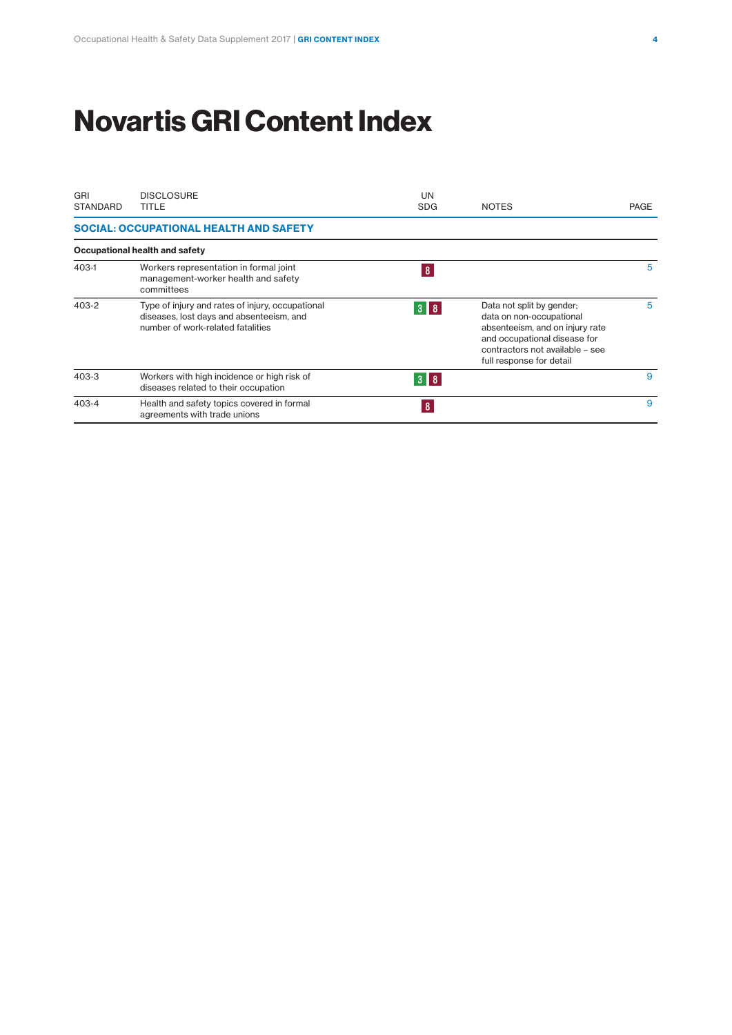# Novartis GRI Content Index

| GRI STANDARD | DISCLOSURE TITLE | UN SDG | NOTES | PAGE |
|---|---|---|---|---|
| **SOCIAL: OCCUPATIONAL HEALTH AND SAFETY** | | | | |
| **Occupational health and safety** | | | | |
| 403-1 | Workers representation in formal joint management-worker health and safety committees | 8 | | 5 |
| 403-2 | Type of injury and rates of injury, occupational diseases, lost days and absenteeism, and number of work-related fatalities | 3 8 | Data not split by gender; data on non-occupational absenteeism, and on injury rate and occupational disease for contractors not available – see full response for detail | 5 |
| 403-3 | Workers with high incidence or high risk of diseases related to their occupation | 3 8 | | 9 |
| 403-4 | Health and safety topics covered in formal agreements with trade unions | 8 | | 9 |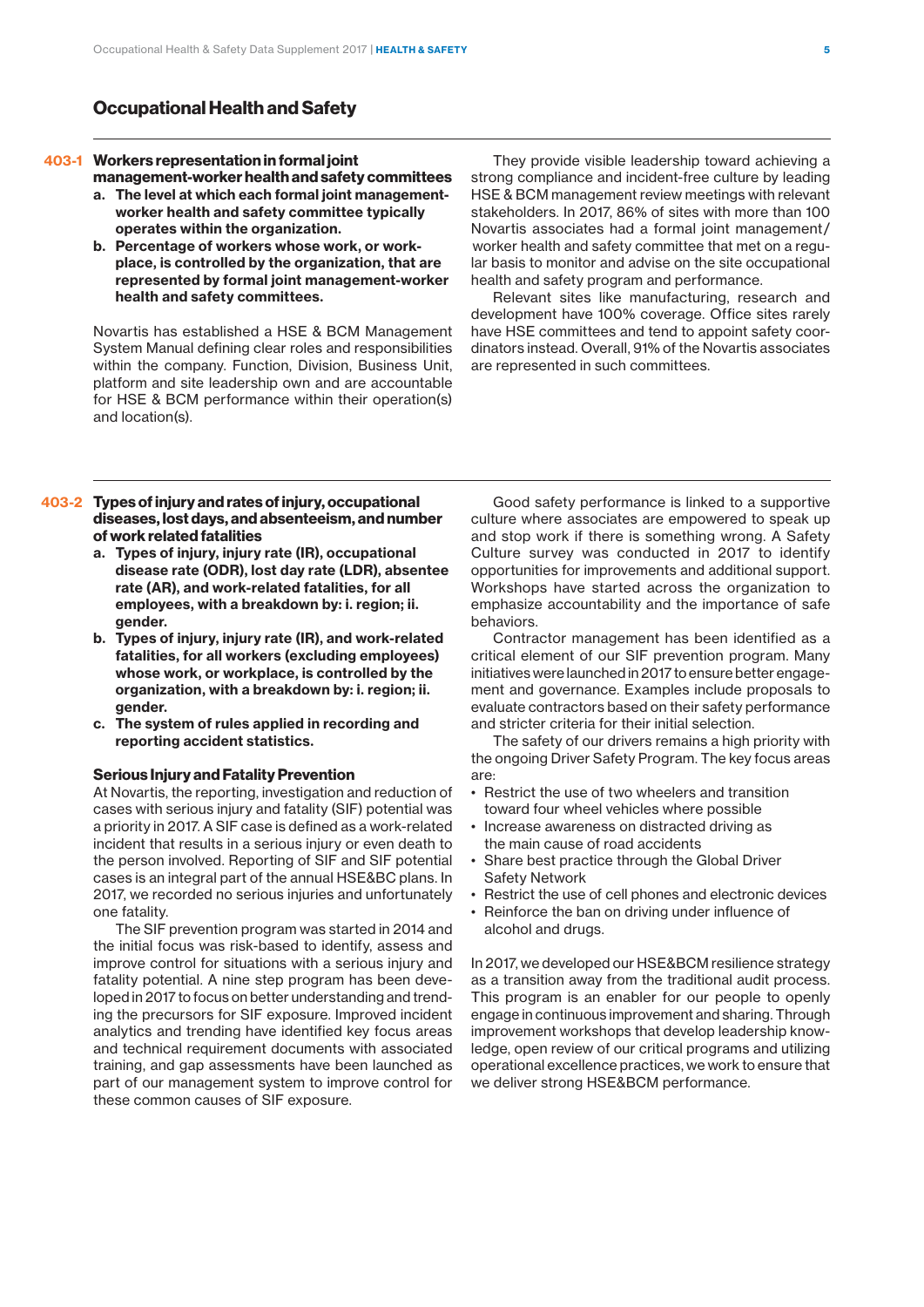## Occupational Health and Safety

### 403-1 Workers representation in formal joint management-worker health and safety committees

- **a. The level at which each formal joint management-worker health and safety committee typically operates within the organization.**
- **b. Percentage of workers whose work, or workplace, is controlled by the organization, that are represented by formal joint management-worker health and safety committees.**

Novartis has established a HSE & BCM Management System Manual defining clear roles and responsibilities within the company. Function, Division, Business Unit, platform and site leadership own and are accountable for HSE & BCM performance within their operation(s) and location(s).

They provide visible leadership toward achieving a strong compliance and incident-free culture by leading HSE & BCM management review meetings with relevant stakeholders. In 2017, 86% of sites with more than 100 Novartis associates had a formal joint management/worker health and safety committee that met on a regular basis to monitor and advise on the site occupational health and safety program and performance.

Relevant sites like manufacturing, research and development have 100% coverage. Office sites rarely have HSE committees and tend to appoint safety coordinators instead. Overall, 91% of the Novartis associates are represented in such committees.

### 403-2 Types of injury and rates of injury, occupational diseases, lost days, and absenteeism, and number of work related fatalities

- **a. Types of injury, injury rate (IR), occupational disease rate (ODR), lost day rate (LDR), absentee rate (AR), and work-related fatalities, for all employees, with a breakdown by: i. region; ii. gender.**
- **b. Types of injury, injury rate (IR), and work-related fatalities, for all workers (excluding employees) whose work, or workplace, is controlled by the organization, with a breakdown by: i. region; ii. gender.**
- **c. The system of rules applied in recording and reporting accident statistics.**

**Serious Injury and Fatality Prevention**

At Novartis, the reporting, investigation and reduction of cases with serious injury and fatality (SIF) potential was a priority in 2017. A SIF case is defined as a work-related incident that results in a serious injury or even death to the person involved. Reporting of SIF and SIF potential cases is an integral part of the annual HSE&BC plans. In 2017, we recorded no serious injuries and unfortunately one fatality.

The SIF prevention program was started in 2014 and the initial focus was risk-based to identify, assess and improve control for situations with a serious injury and fatality potential. A nine step program has been developed in 2017 to focus on better understanding and trending the precursors for SIF exposure. Improved incident analytics and trending have identified key focus areas and technical requirement documents with associated training, and gap assessments have been launched as part of our management system to improve control for these common causes of SIF exposure.

Good safety performance is linked to a supportive culture where associates are empowered to speak up and stop work if there is something wrong. A Safety Culture survey was conducted in 2017 to identify opportunities for improvements and additional support. Workshops have started across the organization to emphasize accountability and the importance of safe behaviors.

Contractor management has been identified as a critical element of our SIF prevention program. Many initiatives were launched in 2017 to ensure better engagement and governance. Examples include proposals to evaluate contractors based on their safety performance and stricter criteria for their initial selection.

The safety of our drivers remains a high priority with the ongoing Driver Safety Program. The key focus areas are:

- Restrict the use of two wheelers and transition toward four wheel vehicles where possible
- Increase awareness on distracted driving as the main cause of road accidents
- Share best practice through the Global Driver Safety Network
- Restrict the use of cell phones and electronic devices
- Reinforce the ban on driving under influence of alcohol and drugs.

In 2017, we developed our HSE&BCM resilience strategy as a transition away from the traditional audit process. This program is an enabler for our people to openly engage in continuous improvement and sharing. Through improvement workshops that develop leadership knowledge, open review of our critical programs and utilizing operational excellence practices, we work to ensure that we deliver strong HSE&BCM performance.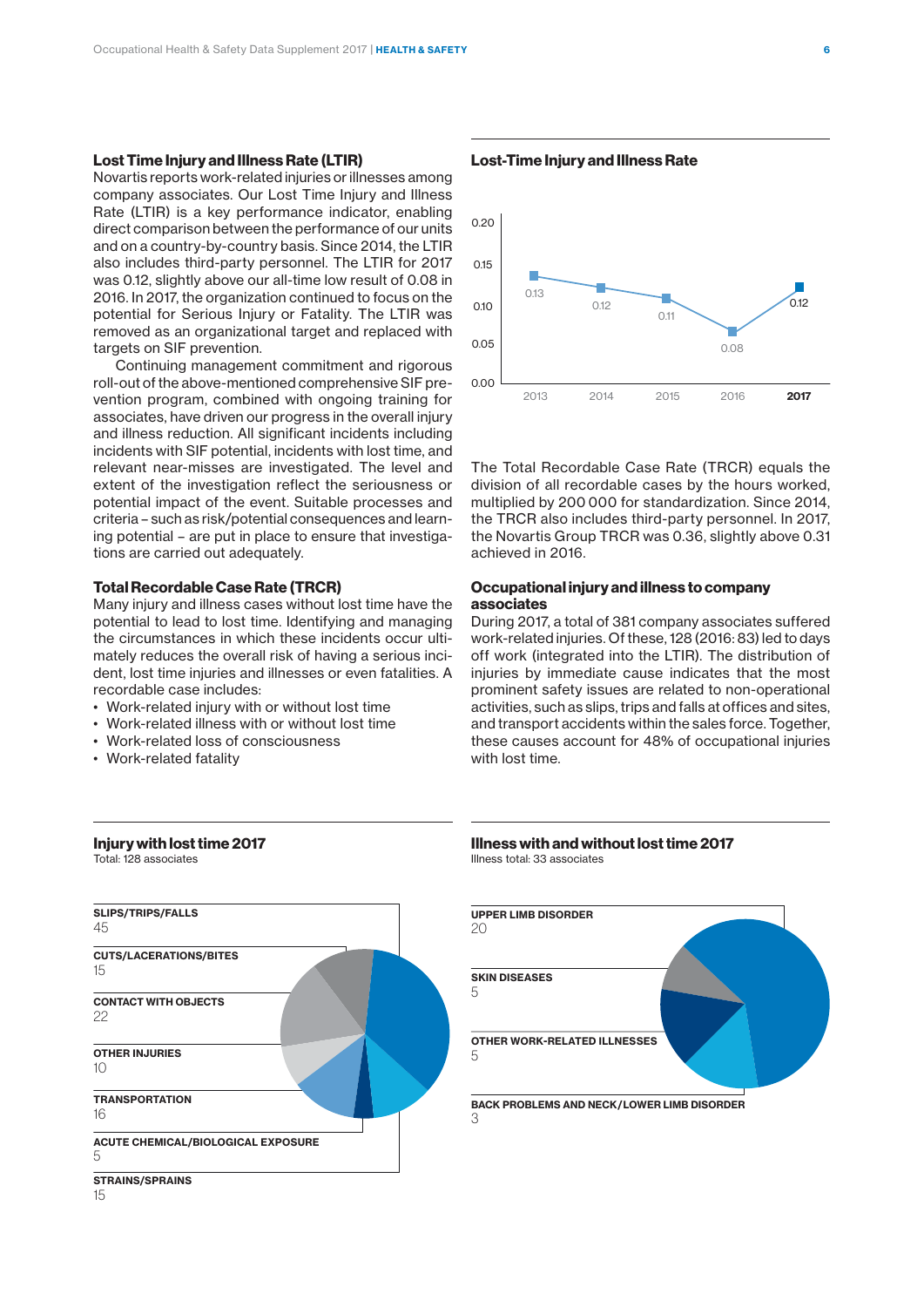## Lost Time Injury and Illness Rate (LTIR)

Novartis reports work-related injuries or illnesses among company associates. Our Lost Time Injury and Illness Rate (LTIR) is a key performance indicator, enabling direct comparison between the performance of our units and on a country-by-country basis. Since 2014, the LTIR also includes third-party personnel. The LTIR for 2017 was 0.12, slightly above our all-time low result of 0.08 in 2016. In 2017, the organization continued to focus on the potential for Serious Injury or Fatality. The LTIR was removed as an organizational target and replaced with targets on SIF prevention.

Continuing management commitment and rigorous roll-out of the above-mentioned comprehensive SIF prevention program, combined with ongoing training for associates, have driven our progress in the overall injury and illness reduction. All significant incidents including incidents with SIF potential, incidents with lost time, and relevant near-misses are investigated. The level and extent of the investigation reflect the seriousness or potential impact of the event. Suitable processes and criteria – such as risk/potential consequences and learning potential – are put in place to ensure that investigations are carried out adequately.

## Total Recordable Case Rate (TRCR)

Many injury and illness cases without lost time have the potential to lead to lost time. Identifying and managing the circumstances in which these incidents occur ultimately reduces the overall risk of having a serious incident, lost time injuries and illnesses or even fatalities. A recordable case includes:

- Work-related injury with or without lost time
- Work-related illness with or without lost time
- Work-related loss of consciousness
- Work-related fatality

### Lost-Time Injury and Illness Rate

| Year | LTIR |
|---|---|
| 2013 | 0.13 |
| 2014 | 0.12 |
| 2015 | 0.11 |
| 2016 | 0.08 |
| **2017** | 0.12 |

The Total Recordable Case Rate (TRCR) equals the division of all recordable cases by the hours worked, multiplied by 200 000 for standardization. Since 2014, the TRCR also includes third-party personnel. In 2017, the Novartis Group TRCR was 0.36, slightly above 0.31 achieved in 2016.

## Occupational injury and illness to company associates

During 2017, a total of 381 company associates suffered work-related injuries. Of these, 128 (2016: 83) led to days off work (integrated into the LTIR). The distribution of injuries by immediate cause indicates that the most prominent safety issues are related to non-operational activities, such as slips, trips and falls at offices and sites, and transport accidents within the sales force. Together, these causes account for 48% of occupational injuries with lost time.

### Injury with lost time 2017

Total: 128 associates

| Category | Associates |
|---|---|
| SLIPS/TRIPS/FALLS | 45 |
| CUTS/LACERATIONS/BITES | 15 |
| CONTACT WITH OBJECTS | 22 |
| OTHER INJURIES | 10 |
| TRANSPORTATION | 16 |
| ACUTE CHEMICAL/BIOLOGICAL EXPOSURE | 5 |
| STRAINS/SPRAINS | 15 |

### Illness with and without lost time 2017

Illness total: 33 associates

| Category | Associates |
|---|---|
| UPPER LIMB DISORDER | 20 |
| SKIN DISEASES | 5 |
| OTHER WORK-RELATED ILLNESSES | 5 |
| BACK PROBLEMS AND NECK/LOWER LIMB DISORDER | 3 |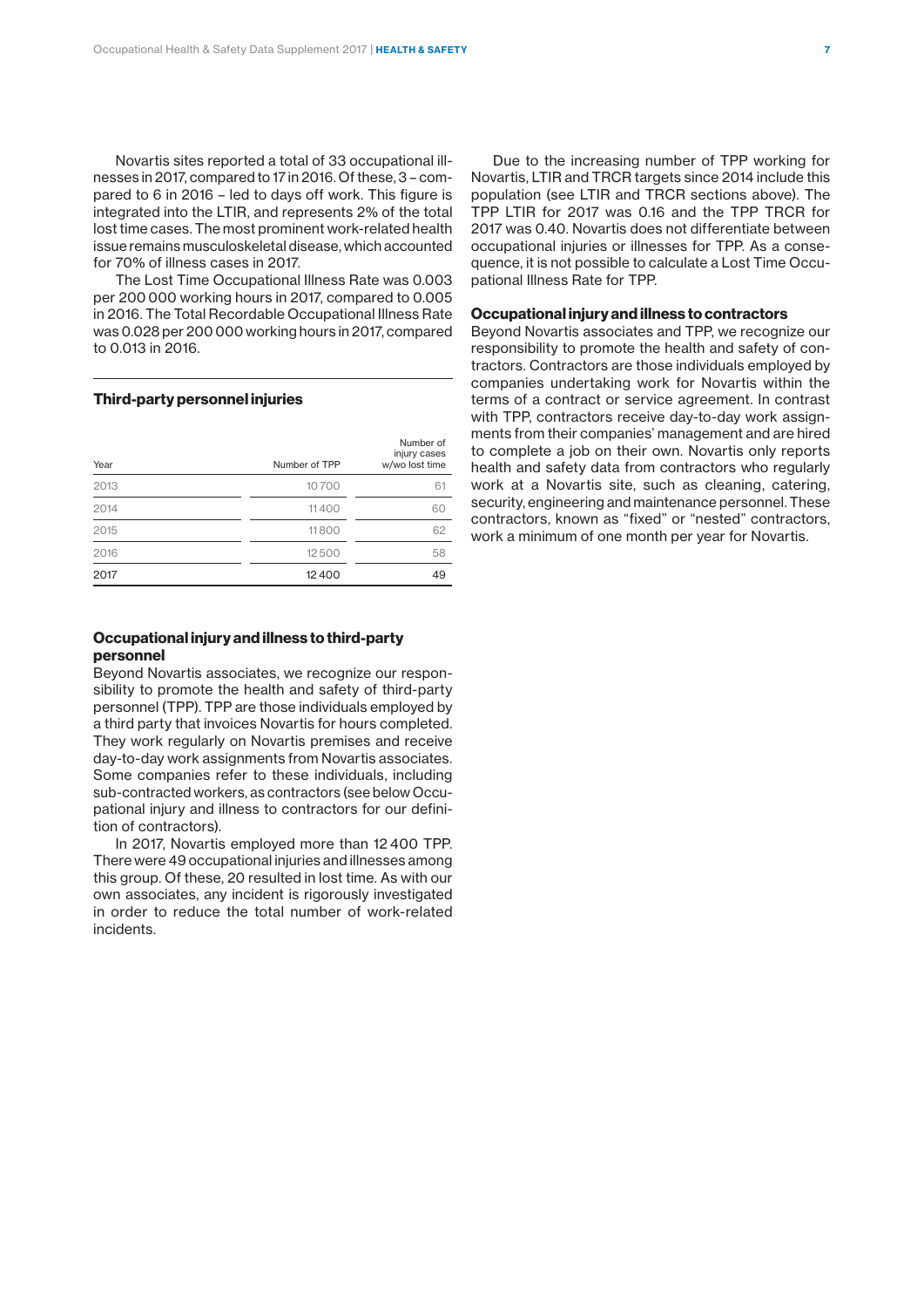Novartis sites reported a total of 33 occupational illnesses in 2017, compared to 17 in 2016. Of these, 3 – compared to 6 in 2016 – led to days off work. This figure is integrated into the LTIR, and represents 2% of the total lost time cases. The most prominent work-related health issue remains musculoskeletal disease, which accounted for 70% of illness cases in 2017.

The Lost Time Occupational Illness Rate was 0.003 per 200 000 working hours in 2017, compared to 0.005 in 2016. The Total Recordable Occupational Illness Rate was 0.028 per 200 000 working hours in 2017, compared to 0.013 in 2016.

### Third-party personnel injuries

| Year | Number of TPP | Number of injury cases w/wo lost time |
|---|---|---|
| 2013 | 10 700 | 61 |
| 2014 | 11 400 | 60 |
| 2015 | 11 800 | 62 |
| 2016 | 12 500 | 58 |
| 2017 | 12 400 | 49 |

### Occupational injury and illness to third-party personnel

Beyond Novartis associates, we recognize our responsibility to promote the health and safety of third-party personnel (TPP). TPP are those individuals employed by a third party that invoices Novartis for hours completed. They work regularly on Novartis premises and receive day-to-day work assignments from Novartis associates. Some companies refer to these individuals, including sub-contracted workers, as contractors (see below Occupational injury and illness to contractors for our definition of contractors).

In 2017, Novartis employed more than 12 400 TPP. There were 49 occupational injuries and illnesses among this group. Of these, 20 resulted in lost time. As with our own associates, any incident is rigorously investigated in order to reduce the total number of work-related incidents.

Due to the increasing number of TPP working for Novartis, LTIR and TRCR targets since 2014 include this population (see LTIR and TRCR sections above). The TPP LTIR for 2017 was 0.16 and the TPP TRCR for 2017 was 0.40. Novartis does not differentiate between occupational injuries or illnesses for TPP. As a consequence, it is not possible to calculate a Lost Time Occupational Illness Rate for TPP.

### Occupational injury and illness to contractors

Beyond Novartis associates and TPP, we recognize our responsibility to promote the health and safety of contractors. Contractors are those individuals employed by companies undertaking work for Novartis within the terms of a contract or service agreement. In contrast with TPP, contractors receive day-to-day work assignments from their companies' management and are hired to complete a job on their own. Novartis only reports health and safety data from contractors who regularly work at a Novartis site, such as cleaning, catering, security, engineering and maintenance personnel. These contractors, known as "fixed" or "nested" contractors, work a minimum of one month per year for Novartis.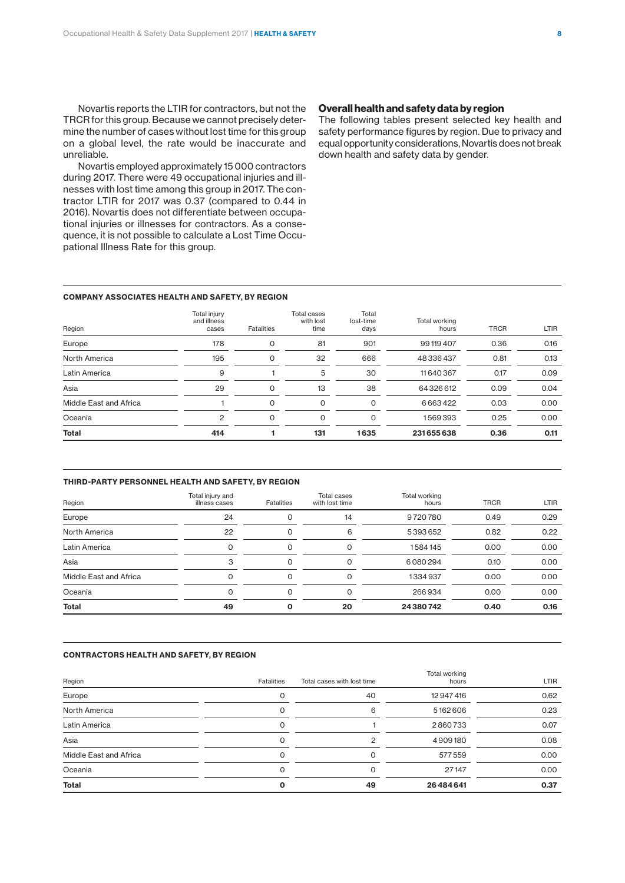Novartis reports the LTIR for contractors, but not the TRCR for this group. Because we cannot precisely determine the number of cases without lost time for this group on a global level, the rate would be inaccurate and unreliable.

Novartis employed approximately 15 000 contractors during 2017. There were 49 occupational injuries and illnesses with lost time among this group in 2017. The contractor LTIR for 2017 was 0.37 (compared to 0.44 in 2016). Novartis does not differentiate between occupational injuries or illnesses for contractors. As a consequence, it is not possible to calculate a Lost Time Occupational Illness Rate for this group.

## Overall health and safety data by region

The following tables present selected key health and safety performance figures by region. Due to privacy and equal opportunity considerations, Novartis does not break down health and safety data by gender.

### COMPANY ASSOCIATES HEALTH AND SAFETY, BY REGION

| Region | Total injury and illness cases | Fatalities | Total cases with lost time | Total lost-time days | Total working hours | TRCR | LTIR |
|---|---|---|---|---|---|---|---|
| Europe | 178 | 0 | 81 | 901 | 99 119 407 | 0.36 | 0.16 |
| North America | 195 | 0 | 32 | 666 | 48 336 437 | 0.81 | 0.13 |
| Latin America | 9 | 1 | 5 | 30 | 11 640 367 | 0.17 | 0.09 |
| Asia | 29 | 0 | 13 | 38 | 64 326 612 | 0.09 | 0.04 |
| Middle East and Africa | 1 | 0 | 0 | 0 | 6 663 422 | 0.03 | 0.00 |
| Oceania | 2 | 0 | 0 | 0 | 1 569 393 | 0.25 | 0.00 |
| **Total** | **414** | **1** | **131** | **1 635** | **231 655 638** | **0.36** | **0.11** |

### THIRD-PARTY PERSONNEL HEALTH AND SAFETY, BY REGION

| Region | Total injury and illness cases | Fatalities | Total cases with lost time | Total working hours | TRCR | LTIR |
|---|---|---|---|---|---|---|
| Europe | 24 | 0 | 14 | 9 720 780 | 0.49 | 0.29 |
| North America | 22 | 0 | 6 | 5 393 652 | 0.82 | 0.22 |
| Latin America | 0 | 0 | 0 | 1 584 145 | 0.00 | 0.00 |
| Asia | 3 | 0 | 0 | 6 080 294 | 0.10 | 0.00 |
| Middle East and Africa | 0 | 0 | 0 | 1 334 937 | 0.00 | 0.00 |
| Oceania | 0 | 0 | 0 | 266 934 | 0.00 | 0.00 |
| **Total** | **49** | **0** | **20** | **24 380 742** | **0.40** | **0.16** |

### CONTRACTORS HEALTH AND SAFETY, BY REGION

| Region | Fatalities | Total cases with lost time | Total working hours | LTIR |
|---|---|---|---|---|
| Europe | 0 | 40 | 12 947 416 | 0.62 |
| North America | 0 | 6 | 5 162 606 | 0.23 |
| Latin America | 0 | 1 | 2 860 733 | 0.07 |
| Asia | 0 | 2 | 4 909 180 | 0.08 |
| Middle East and Africa | 0 | 0 | 577 559 | 0.00 |
| Oceania | 0 | 0 | 27 147 | 0.00 |
| **Total** | **0** | **49** | **26 484 641** | **0.37** |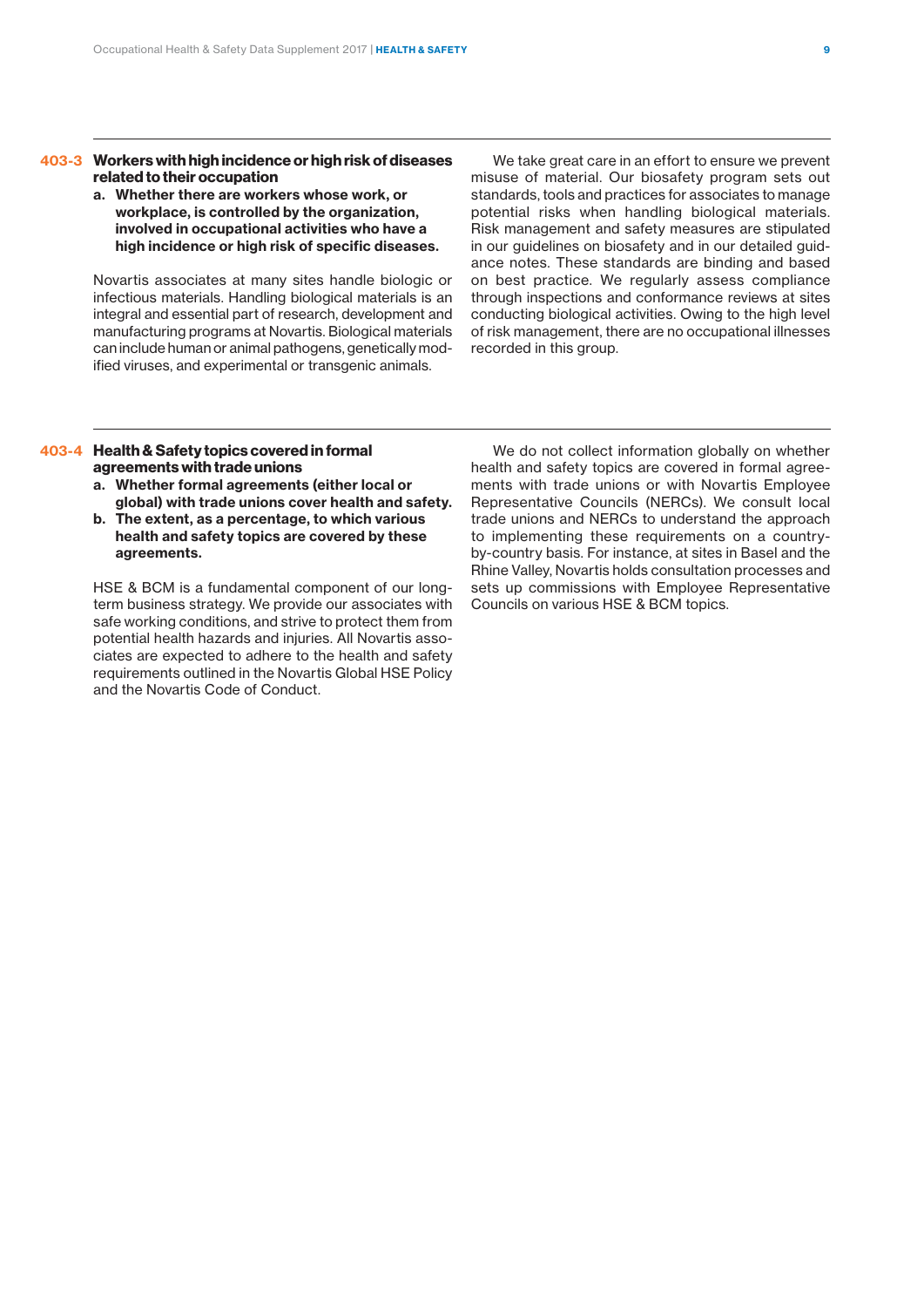## 403-3 Workers with high incidence or high risk of diseases related to their occupation

**a. Whether there are workers whose work, or workplace, is controlled by the organization, involved in occupational activities who have a high incidence or high risk of specific diseases.**

Novartis associates at many sites handle biologic or infectious materials. Handling biological materials is an integral and essential part of research, development and manufacturing programs at Novartis. Biological materials can include human or animal pathogens, genetically modified viruses, and experimental or transgenic animals.

We take great care in an effort to ensure we prevent misuse of material. Our biosafety program sets out standards, tools and practices for associates to manage potential risks when handling biological materials. Risk management and safety measures are stipulated in our guidelines on biosafety and in our detailed guidance notes. These standards are binding and based on best practice. We regularly assess compliance through inspections and conformance reviews at sites conducting biological activities. Owing to the high level of risk management, there are no occupational illnesses recorded in this group.

## 403-4 Health & Safety topics covered in formal agreements with trade unions

**a. Whether formal agreements (either local or global) with trade unions cover health and safety.**

**b. The extent, as a percentage, to which various health and safety topics are covered by these agreements.**

HSE & BCM is a fundamental component of our long-term business strategy. We provide our associates with safe working conditions, and strive to protect them from potential health hazards and injuries. All Novartis associates are expected to adhere to the health and safety requirements outlined in the Novartis Global HSE Policy and the Novartis Code of Conduct.

We do not collect information globally on whether health and safety topics are covered in formal agreements with trade unions or with Novartis Employee Representative Councils (NERCs). We consult local trade unions and NERCs to understand the approach to implementing these requirements on a country-by-country basis. For instance, at sites in Basel and the Rhine Valley, Novartis holds consultation processes and sets up commissions with Employee Representative Councils on various HSE & BCM topics.